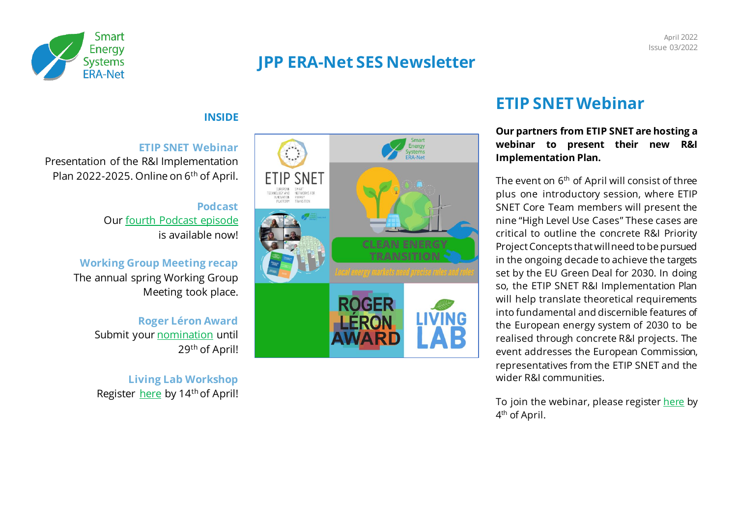April 2022
Issue 03/2022

# JPP ERA-Net SES Newsletter

## INSIDE

**ETIP SNET Webinar**
Presentation of the R&I Implementation Plan 2022-2025. Online on 6th of April.

**Podcast**
Our fourth Podcast episode is available now!

**Working Group Meeting recap**
The annual spring Working Group Meeting took place.

**Roger Léron Award**
Submit your nomination until 29th of April!

**Living Lab Workshop**
Register here by 14th of April!

## ETIP SNET Webinar

**Our partners from ETIP SNET are hosting a webinar to present their new R&I Implementation Plan.**

The event on 6th of April will consist of three plus one introductory session, where ETIP SNET Core Team members will present the nine "High Level Use Cases" These cases are critical to outline the concrete R&I Priority Project Concepts that will need to be pursued in the ongoing decade to achieve the targets set by the EU Green Deal for 2030. In doing so, the ETIP SNET R&I Implementation Plan will help translate theoretical requirements into fundamental and discernible features of the European energy system of 2030 to be realised through concrete R&I projects. The event addresses the European Commission, representatives from the ETIP SNET and the wider R&I communities.

To join the webinar, please register here by 4th of April.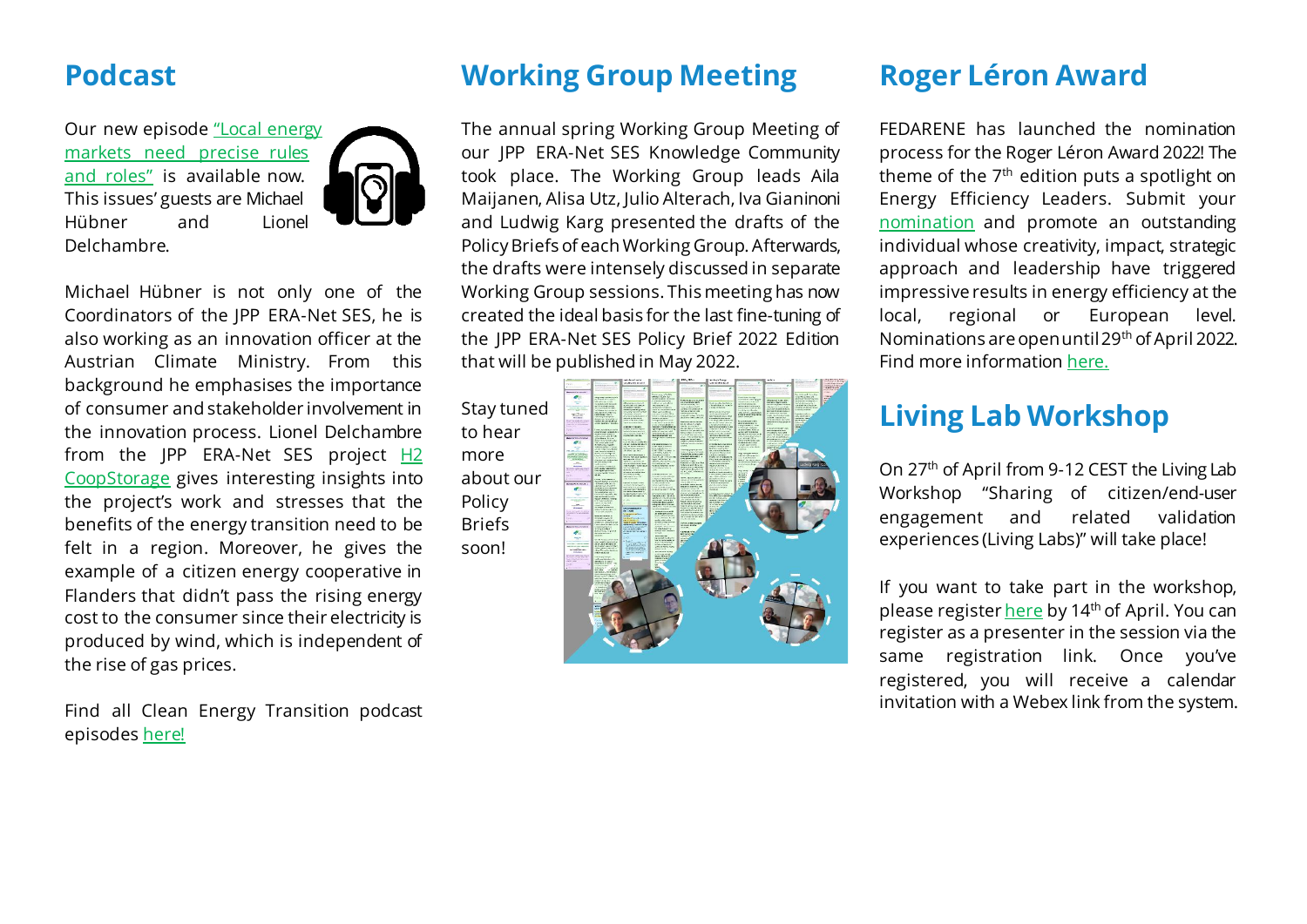## Podcast

Our new episode "Local energy markets need precise rules and roles" is available now. This issues' guests are Michael Hübner and Lionel Delchambre.

Michael Hübner is not only one of the Coordinators of the JPP ERA-Net SES, he is also working as an innovation officer at the Austrian Climate Ministry. From this background he emphasises the importance of consumer and stakeholder involvement in the innovation process. Lionel Delchambre from the JPP ERA-Net SES project H2 CoopStorage gives interesting insights into the project's work and stresses that the benefits of the energy transition need to be felt in a region. Moreover, he gives the example of a citizen energy cooperative in Flanders that didn't pass the rising energy cost to the consumer since their electricity is produced by wind, which is independent of the rise of gas prices.

Find all Clean Energy Transition podcast episodes here!

## Working Group Meeting

The annual spring Working Group Meeting of our JPP ERA-Net SES Knowledge Community took place. The Working Group leads Aila Maijanen, Alisa Utz, Julio Alterach, Iva Gianinoni and Ludwig Karg presented the drafts of the Policy Briefs of each Working Group. Afterwards, the drafts were intensely discussed in separate Working Group sessions. This meeting has now created the ideal basis for the last fine-tuning of the JPP ERA-Net SES Policy Brief 2022 Edition that will be published in May 2022.

Stay tuned to hear more about our Policy Briefs soon!

## Roger Léron Award

FEDARENE has launched the nomination process for the Roger Léron Award 2022! The theme of the 7th edition puts a spotlight on Energy Efficiency Leaders. Submit your nomination and promote an outstanding individual whose creativity, impact, strategic approach and leadership have triggered impressive results in energy efficiency at the local, regional or European level. Nominations are open until 29th of April 2022. Find more information here.

## Living Lab Workshop

On 27th of April from 9-12 CEST the Living Lab Workshop "Sharing of citizen/end-user engagement and related validation experiences (Living Labs)" will take place!

If you want to take part in the workshop, please register here by 14th of April. You can register as a presenter in the session via the same registration link. Once you've registered, you will receive a calendar invitation with a Webex link from the system.